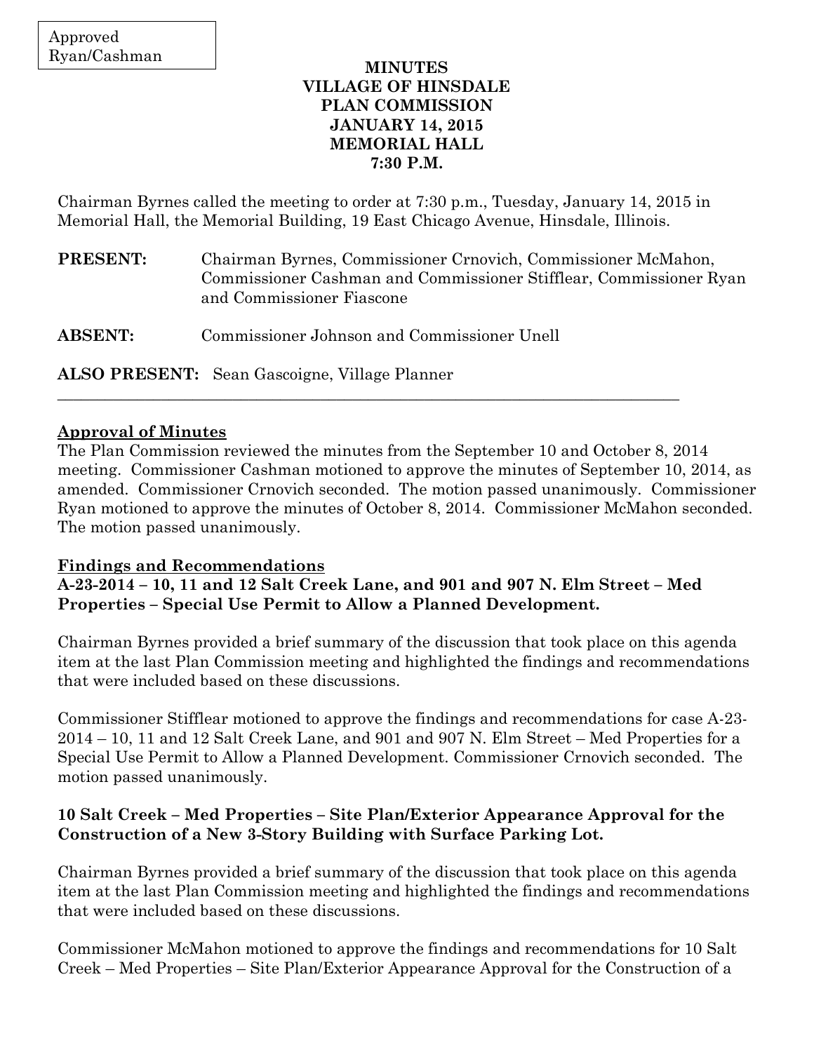Approved
Ryan/Cashman

**MINUTES**
**VILLAGE OF HINSDALE**
**PLAN COMMISSION**
**JANUARY 14, 2015**
**MEMORIAL HALL**
**7:30 P.M.**

Chairman Byrnes called the meeting to order at 7:30 p.m., Tuesday, January 14, 2015 in Memorial Hall, the Memorial Building, 19 East Chicago Avenue, Hinsdale, Illinois.

**PRESENT:** Chairman Byrnes, Commissioner Crnovich, Commissioner McMahon, Commissioner Cashman and Commissioner Stifflear, Commissioner Ryan and Commissioner Fiascone

**ABSENT:** Commissioner Johnson and Commissioner Unell

**ALSO PRESENT:** Sean Gascoigne, Village Planner

---

**Approval of Minutes**

The Plan Commission reviewed the minutes from the September 10 and October 8, 2014 meeting. Commissioner Cashman motioned to approve the minutes of September 10, 2014, as amended. Commissioner Crnovich seconded. The motion passed unanimously. Commissioner Ryan motioned to approve the minutes of October 8, 2014. Commissioner McMahon seconded. The motion passed unanimously.

**Findings and Recommendations**

**A-23-2014 – 10, 11 and 12 Salt Creek Lane, and 901 and 907 N. Elm Street – Med Properties – Special Use Permit to Allow a Planned Development.**

Chairman Byrnes provided a brief summary of the discussion that took place on this agenda item at the last Plan Commission meeting and highlighted the findings and recommendations that were included based on these discussions.

Commissioner Stifflear motioned to approve the findings and recommendations for case A-23-2014 – 10, 11 and 12 Salt Creek Lane, and 901 and 907 N. Elm Street – Med Properties for a Special Use Permit to Allow a Planned Development. Commissioner Crnovich seconded. The motion passed unanimously.

**10 Salt Creek – Med Properties – Site Plan/Exterior Appearance Approval for the Construction of a New 3-Story Building with Surface Parking Lot.**

Chairman Byrnes provided a brief summary of the discussion that took place on this agenda item at the last Plan Commission meeting and highlighted the findings and recommendations that were included based on these discussions.

Commissioner McMahon motioned to approve the findings and recommendations for 10 Salt Creek – Med Properties – Site Plan/Exterior Appearance Approval for the Construction of a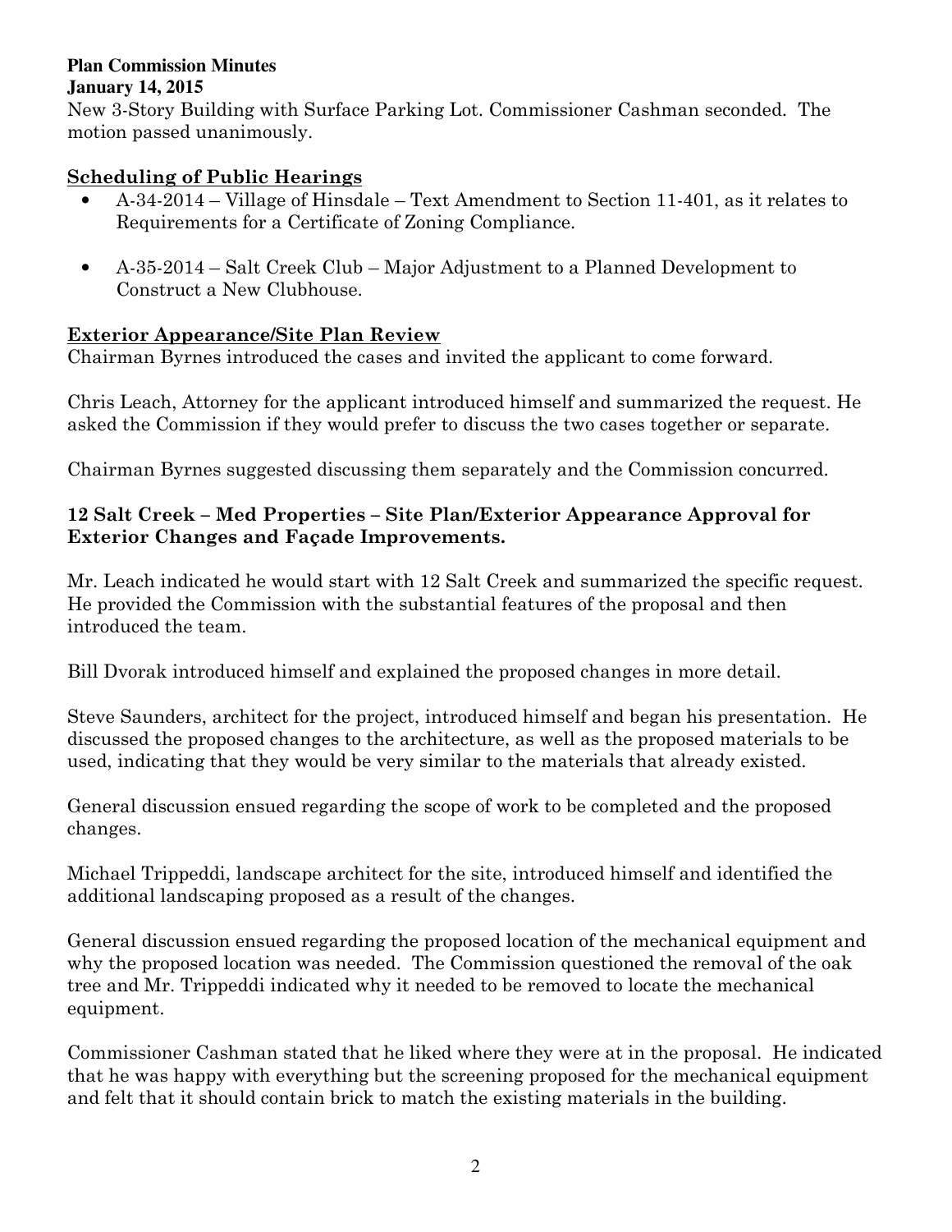New 3-Story Building with Surface Parking Lot. Commissioner Cashman seconded. The motion passed unanimously.

## Scheduling of Public Hearings

- A-34-2014 – Village of Hinsdale – Text Amendment to Section 11-401, as it relates to Requirements for a Certificate of Zoning Compliance.
- A-35-2014 – Salt Creek Club – Major Adjustment to a Planned Development to Construct a New Clubhouse.

## Exterior Appearance/Site Plan Review

Chairman Byrnes introduced the cases and invited the applicant to come forward.

Chris Leach, Attorney for the applicant introduced himself and summarized the request. He asked the Commission if they would prefer to discuss the two cases together or separate.

Chairman Byrnes suggested discussing them separately and the Commission concurred.

### 12 Salt Creek – Med Properties – Site Plan/Exterior Appearance Approval for Exterior Changes and Façade Improvements.

Mr. Leach indicated he would start with 12 Salt Creek and summarized the specific request. He provided the Commission with the substantial features of the proposal and then introduced the team.

Bill Dvorak introduced himself and explained the proposed changes in more detail.

Steve Saunders, architect for the project, introduced himself and began his presentation. He discussed the proposed changes to the architecture, as well as the proposed materials to be used, indicating that they would be very similar to the materials that already existed.

General discussion ensued regarding the scope of work to be completed and the proposed changes.

Michael Trippeddi, landscape architect for the site, introduced himself and identified the additional landscaping proposed as a result of the changes.

General discussion ensued regarding the proposed location of the mechanical equipment and why the proposed location was needed. The Commission questioned the removal of the oak tree and Mr. Trippeddi indicated why it needed to be removed to locate the mechanical equipment.

Commissioner Cashman stated that he liked where they were at in the proposal. He indicated that he was happy with everything but the screening proposed for the mechanical equipment and felt that it should contain brick to match the existing materials in the building.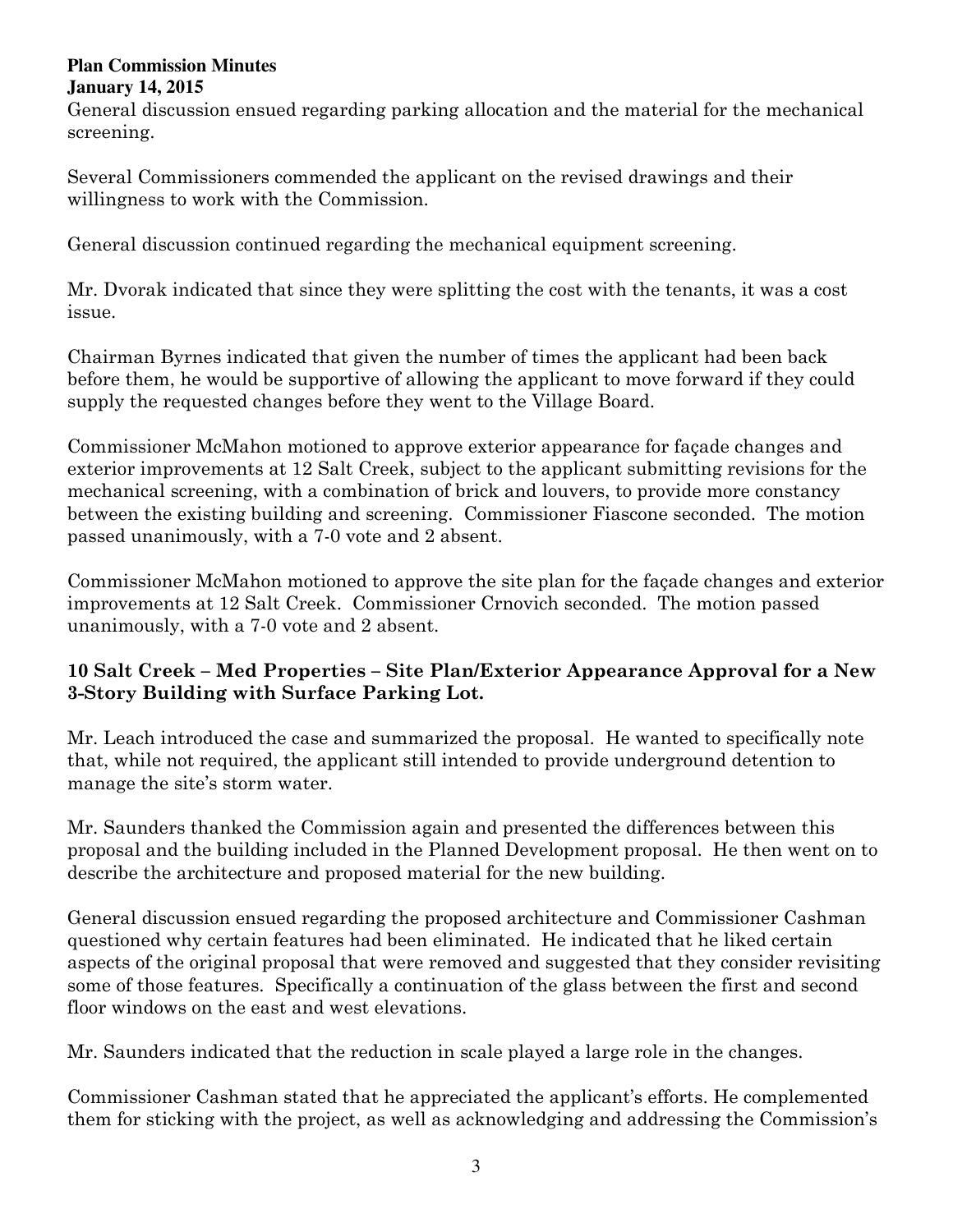General discussion ensued regarding parking allocation and the material for the mechanical screening.

Several Commissioners commended the applicant on the revised drawings and their willingness to work with the Commission.

General discussion continued regarding the mechanical equipment screening.

Mr. Dvorak indicated that since they were splitting the cost with the tenants, it was a cost issue.

Chairman Byrnes indicated that given the number of times the applicant had been back before them, he would be supportive of allowing the applicant to move forward if they could supply the requested changes before they went to the Village Board.

Commissioner McMahon motioned to approve exterior appearance for façade changes and exterior improvements at 12 Salt Creek, subject to the applicant submitting revisions for the mechanical screening, with a combination of brick and louvers, to provide more constancy between the existing building and screening. Commissioner Fiascone seconded. The motion passed unanimously, with a 7-0 vote and 2 absent.

Commissioner McMahon motioned to approve the site plan for the façade changes and exterior improvements at 12 Salt Creek. Commissioner Crnovich seconded. The motion passed unanimously, with a 7-0 vote and 2 absent.

**10 Salt Creek – Med Properties – Site Plan/Exterior Appearance Approval for a New 3-Story Building with Surface Parking Lot.**

Mr. Leach introduced the case and summarized the proposal. He wanted to specifically note that, while not required, the applicant still intended to provide underground detention to manage the site's storm water.

Mr. Saunders thanked the Commission again and presented the differences between this proposal and the building included in the Planned Development proposal. He then went on to describe the architecture and proposed material for the new building.

General discussion ensued regarding the proposed architecture and Commissioner Cashman questioned why certain features had been eliminated. He indicated that he liked certain aspects of the original proposal that were removed and suggested that they consider revisiting some of those features. Specifically a continuation of the glass between the first and second floor windows on the east and west elevations.

Mr. Saunders indicated that the reduction in scale played a large role in the changes.

Commissioner Cashman stated that he appreciated the applicant's efforts. He complemented them for sticking with the project, as well as acknowledging and addressing the Commission's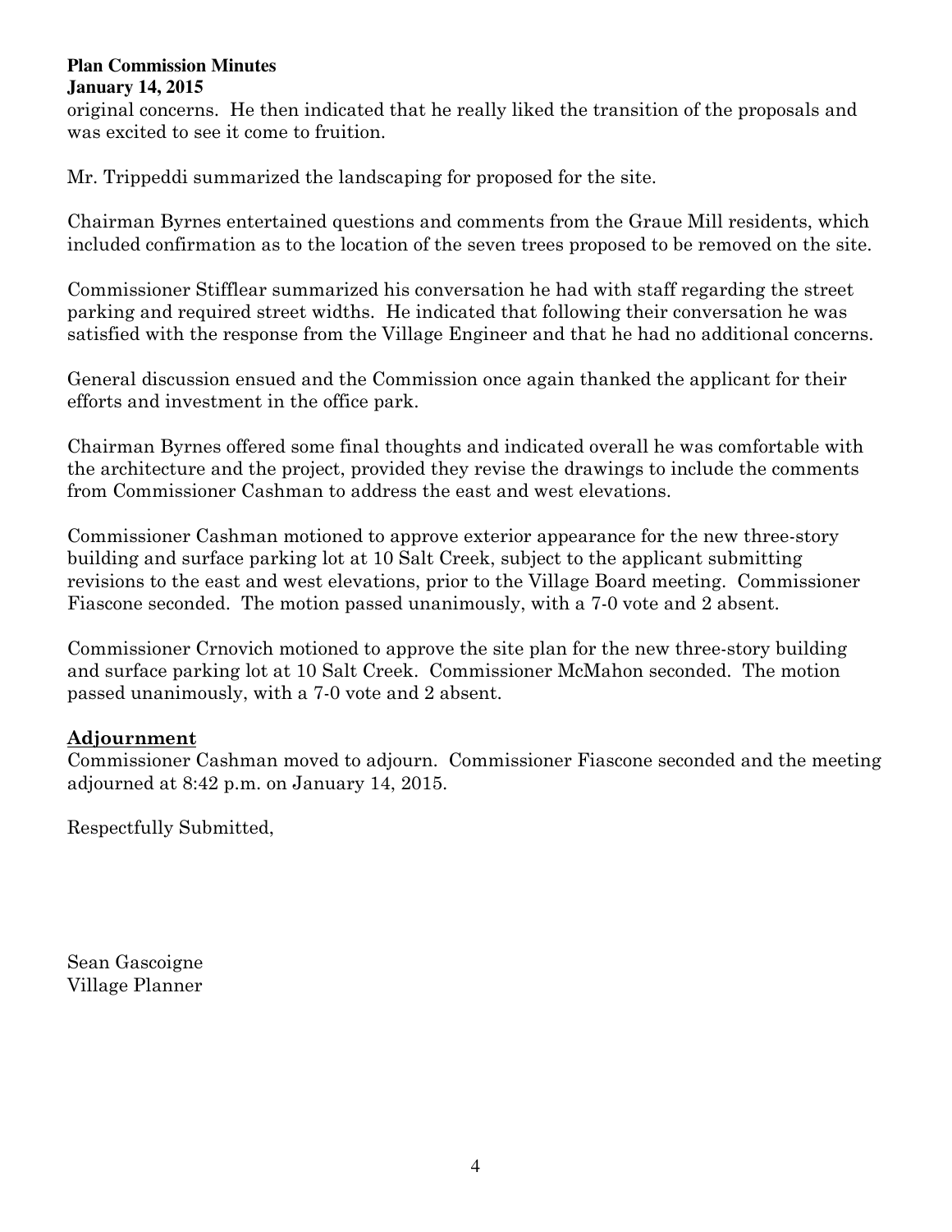original concerns. He then indicated that he really liked the transition of the proposals and was excited to see it come to fruition.

Mr. Trippeddi summarized the landscaping for proposed for the site.

Chairman Byrnes entertained questions and comments from the Graue Mill residents, which included confirmation as to the location of the seven trees proposed to be removed on the site.

Commissioner Stifflear summarized his conversation he had with staff regarding the street parking and required street widths. He indicated that following their conversation he was satisfied with the response from the Village Engineer and that he had no additional concerns.

General discussion ensued and the Commission once again thanked the applicant for their efforts and investment in the office park.

Chairman Byrnes offered some final thoughts and indicated overall he was comfortable with the architecture and the project, provided they revise the drawings to include the comments from Commissioner Cashman to address the east and west elevations.

Commissioner Cashman motioned to approve exterior appearance for the new three-story building and surface parking lot at 10 Salt Creek, subject to the applicant submitting revisions to the east and west elevations, prior to the Village Board meeting. Commissioner Fiascone seconded. The motion passed unanimously, with a 7-0 vote and 2 absent.

Commissioner Crnovich motioned to approve the site plan for the new three-story building and surface parking lot at 10 Salt Creek. Commissioner McMahon seconded. The motion passed unanimously, with a 7-0 vote and 2 absent.

## Adjournment

Commissioner Cashman moved to adjourn. Commissioner Fiascone seconded and the meeting adjourned at 8:42 p.m. on January 14, 2015.

Respectfully Submitted,

Sean Gascoigne
Village Planner